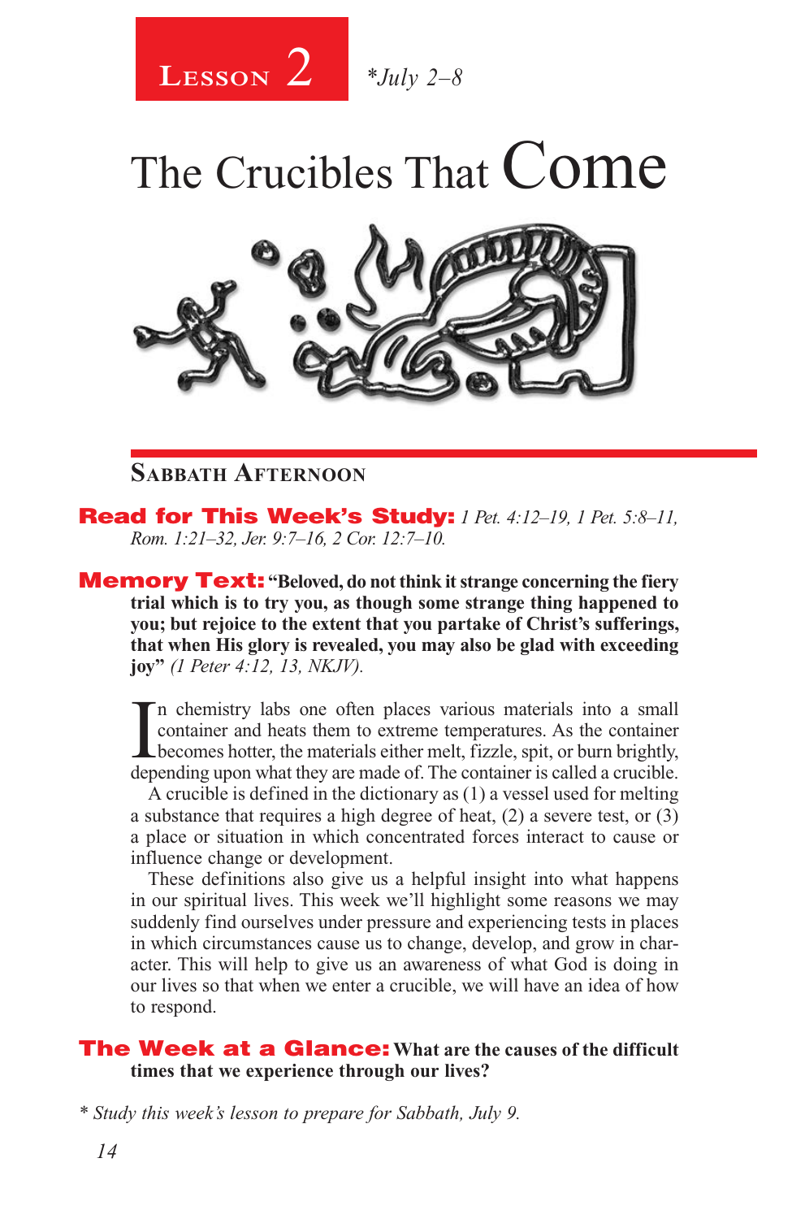# Lesson 2

*\*July 2–8*

# The Crucibles That Come

## Sabbath Afternoon

**Read for This Week's Study:** *1 Pet. 4:12–19, 1 Pet. 5:8–11, Rom. 1:21–32, Jer. 9:7–16, 2 Cor. 12:7–10.*

**Memory Text: "Beloved, do not think it strange concerning the fiery trial which is to try you, as though some strange thing happened to you; but rejoice to the extent that you partake of Christ's sufferings, that when His glory is revealed, you may also be glad with exceeding joy"** *(1 Peter 4:12, 13, NKJV).*

In chemistry labs one often places various materials into a small container and heats them to extreme temperatures. As the container becomes hotter, the materials either melt, fizzle, spit, or burn brightly, depending upon what they are made of. The container is called a crucible.

A crucible is defined in the dictionary as (1) a vessel used for melting a substance that requires a high degree of heat, (2) a severe test, or (3) a place or situation in which concentrated forces interact to cause or influence change or development.

These definitions also give us a helpful insight into what happens in our spiritual lives. This week we'll highlight some reasons we may suddenly find ourselves under pressure and experiencing tests in places in which circumstances cause us to change, develop, and grow in character. This will help to give us an awareness of what God is doing in our lives so that when we enter a crucible, we will have an idea of how to respond.

**The Week at a Glance: What are the causes of the difficult times that we experience through our lives?**

*\* Study this week's lesson to prepare for Sabbath, July 9.*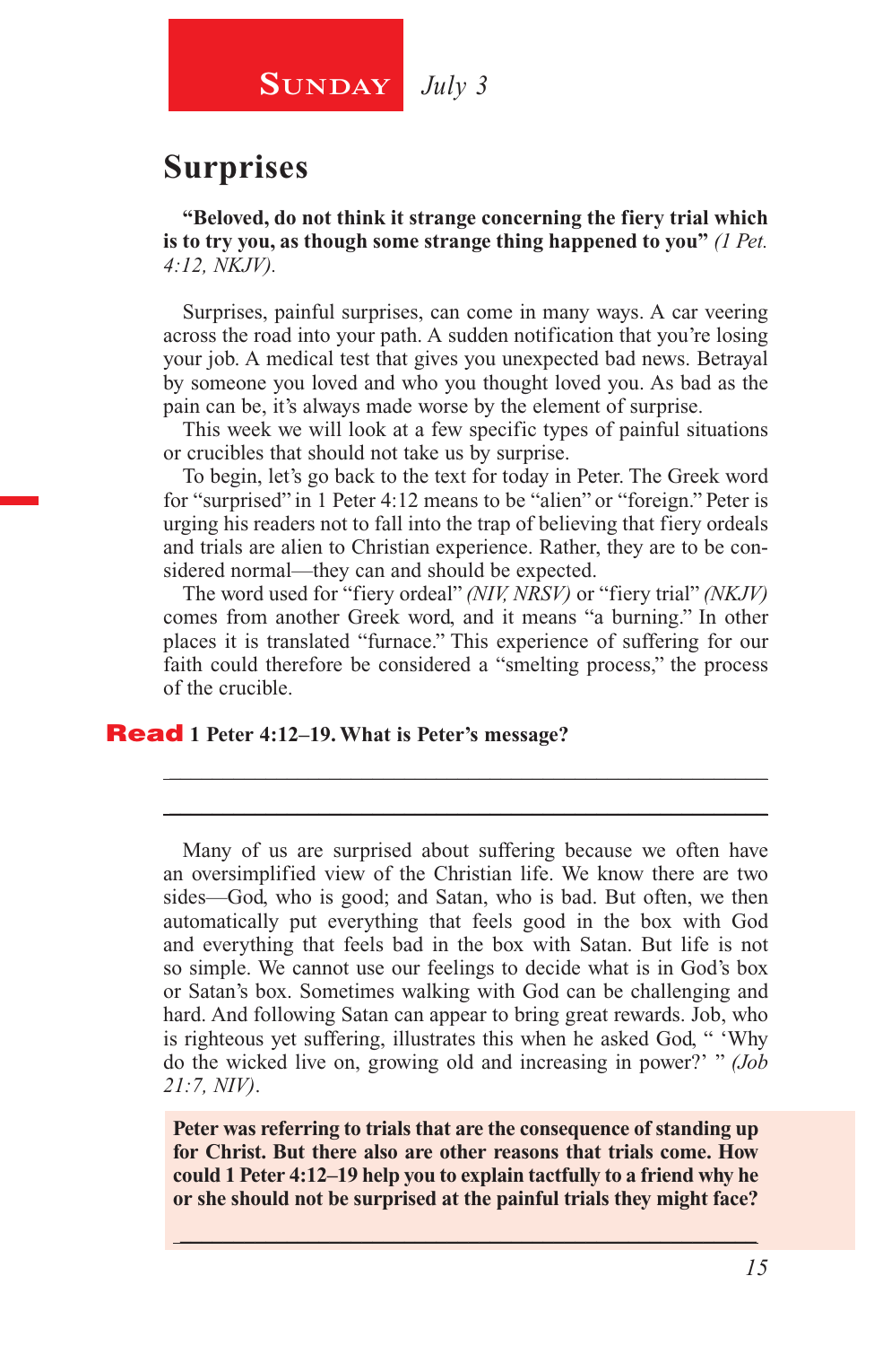**Sunday** *July 3*

## Surprises

**"Beloved, do not think it strange concerning the fiery trial which is to try you, as though some strange thing happened to you"** *(1 Pet. 4:12, NKJV).*

Surprises, painful surprises, can come in many ways. A car veering across the road into your path. A sudden notification that you're losing your job. A medical test that gives you unexpected bad news. Betrayal by someone you loved and who you thought loved you. As bad as the pain can be, it's always made worse by the element of surprise.

This week we will look at a few specific types of painful situations or crucibles that should not take us by surprise.

To begin, let's go back to the text for today in Peter. The Greek word for "surprised" in 1 Peter 4:12 means to be "alien" or "foreign." Peter is urging his readers not to fall into the trap of believing that fiery ordeals and trials are alien to Christian experience. Rather, they are to be considered normal—they can and should be expected.

The word used for "fiery ordeal" *(NIV, NRSV)* or "fiery trial" *(NKJV)* comes from another Greek word, and it means "a burning." In other places it is translated "furnace." This experience of suffering for our faith could therefore be considered a "smelting process," the process of the crucible.

**Read 1 Peter 4:12–19. What is Peter's message?**

_______________________________________________

_______________________________________________

Many of us are surprised about suffering because we often have an oversimplified view of the Christian life. We know there are two sides—God, who is good; and Satan, who is bad. But often, we then automatically put everything that feels good in the box with God and everything that feels bad in the box with Satan. But life is not so simple. We cannot use our feelings to decide what is in God's box or Satan's box. Sometimes walking with God can be challenging and hard. And following Satan can appear to bring great rewards. Job, who is righteous yet suffering, illustrates this when he asked God, " 'Why do the wicked live on, growing old and increasing in power?' " *(Job 21:7, NIV)*.

**Peter was referring to trials that are the consequence of standing up for Christ. But there also are other reasons that trials come. How could 1 Peter 4:12–19 help you to explain tactfully to a friend why he or she should not be surprised at the painful trials they might face?**

_______________________________________________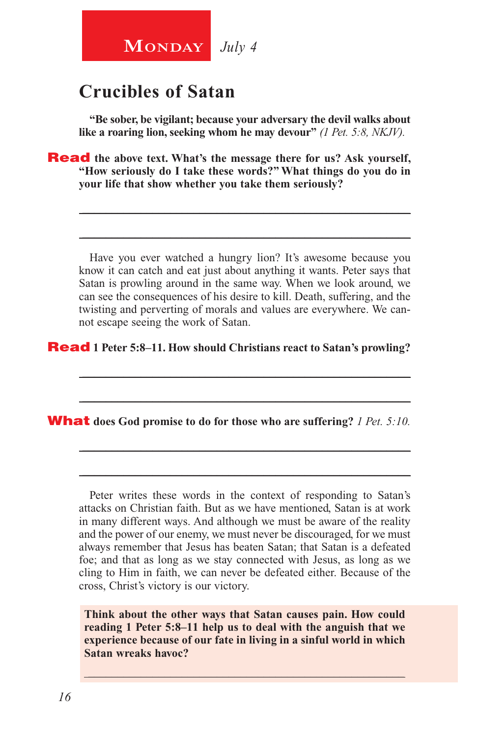**Monday** *July 4*

# Crucibles of Satan

**"Be sober, be vigilant; because your adversary the devil walks about like a roaring lion, seeking whom he may devour"** *(1 Pet. 5:8, NKJV).*

**Read the above text. What's the message there for us? Ask yourself, "How seriously do I take these words?" What things do you do in your life that show whether you take them seriously?**

_______________________________________________

_______________________________________________

Have you ever watched a hungry lion? It's awesome because you know it can catch and eat just about anything it wants. Peter says that Satan is prowling around in the same way. When we look around, we can see the consequences of his desire to kill. Death, suffering, and the twisting and perverting of morals and values are everywhere. We cannot escape seeing the work of Satan.

**Read 1 Peter 5:8–11. How should Christians react to Satan's prowling?**

_______________________________________________

_______________________________________________

**What does God promise to do for those who are suffering?** *1 Pet. 5:10.*

_______________________________________________

_______________________________________________

Peter writes these words in the context of responding to Satan's attacks on Christian faith. But as we have mentioned, Satan is at work in many different ways. And although we must be aware of the reality and the power of our enemy, we must never be discouraged, for we must always remember that Jesus has beaten Satan; that Satan is a defeated foe; and that as long as we stay connected with Jesus, as long as we cling to Him in faith, we can never be defeated either. Because of the cross, Christ's victory is our victory.

**Think about the other ways that Satan causes pain. How could reading 1 Peter 5:8–11 help us to deal with the anguish that we experience because of our fate in living in a sinful world in which Satan wreaks havoc?**

_______________________________________________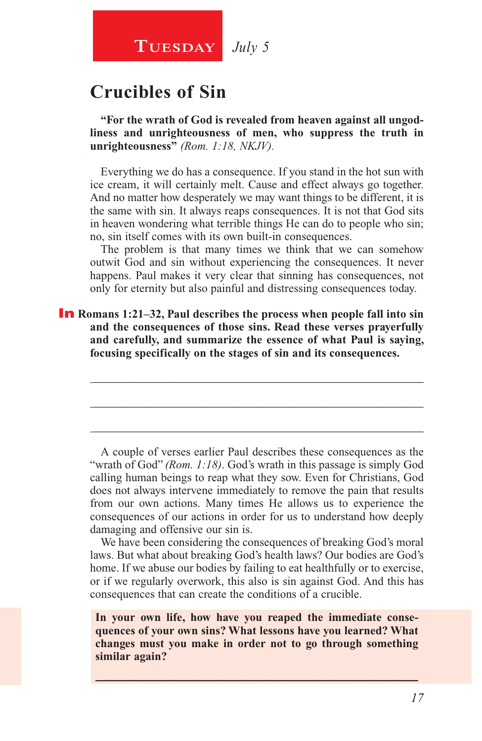**Tuesday** *July 5*

## Crucibles of Sin

**"For the wrath of God is revealed from heaven against all ungodliness and unrighteousness of men, who suppress the truth in unrighteousness"** *(Rom. 1:18, NKJV).*

Everything we do has a consequence. If you stand in the hot sun with ice cream, it will certainly melt. Cause and effect always go together. And no matter how desperately we may want things to be different, it is the same with sin. It always reaps consequences. It is not that God sits in heaven wondering what terrible things He can do to people who sin; no, sin itself comes with its own built-in consequences.

The problem is that many times we think that we can somehow outwit God and sin without experiencing the consequences. It never happens. Paul makes it very clear that sinning has consequences, not only for eternity but also painful and distressing consequences today.

**In Romans 1:21–32, Paul describes the process when people fall into sin and the consequences of those sins. Read these verses prayerfully and carefully, and summarize the essence of what Paul is saying, focusing specifically on the stages of sin and its consequences.**

_______________________________________________

_______________________________________________

_______________________________________________

A couple of verses earlier Paul describes these consequences as the "wrath of God" *(Rom. 1:18)*. God's wrath in this passage is simply God calling human beings to reap what they sow. Even for Christians, God does not always intervene immediately to remove the pain that results from our own actions. Many times He allows us to experience the consequences of our actions in order for us to understand how deeply damaging and offensive our sin is.

We have been considering the consequences of breaking God's moral laws. But what about breaking God's health laws? Our bodies are God's home. If we abuse our bodies by failing to eat healthfully or to exercise, or if we regularly overwork, this also is sin against God. And this has consequences that can create the conditions of a crucible.

**In your own life, how have you reaped the immediate consequences of your own sins? What lessons have you learned? What changes must you make in order not to go through something similar again?**

_______________________________________________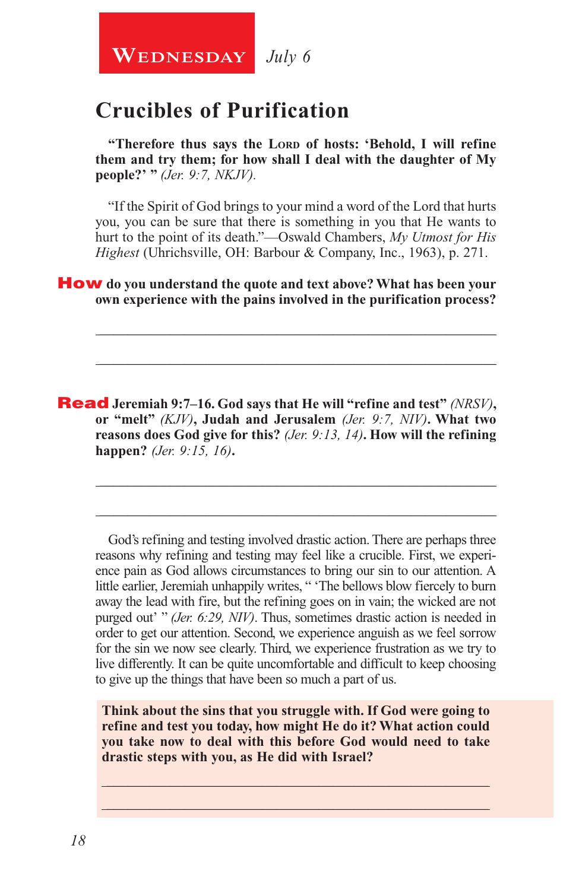**Wednesday** *July 6*

## Crucibles of Purification

**"Therefore thus says the Lord of hosts: 'Behold, I will refine them and try them; for how shall I deal with the daughter of My people?' "** *(Jer. 9:7, NKJV).*

"If the Spirit of God brings to your mind a word of the Lord that hurts you, you can be sure that there is something in you that He wants to hurt to the point of its death."—Oswald Chambers, *My Utmost for His Highest* (Uhrichsville, OH: Barbour & Company, Inc., 1963), p. 271.

**How do you understand the quote and text above? What has been your own experience with the pains involved in the purification process?**

_______________________________________________________________

_______________________________________________________________

**Read Jeremiah 9:7–16. God says that He will "refine and test"** *(NRSV)*, **or "melt"** *(KJV)*, **Judah and Jerusalem** *(Jer. 9:7, NIV)*. **What two reasons does God give for this?** *(Jer. 9:13, 14)*. **How will the refining happen?** *(Jer. 9:15, 16)*.

_______________________________________________________________

_______________________________________________________________

God's refining and testing involved drastic action. There are perhaps three reasons why refining and testing may feel like a crucible. First, we experience pain as God allows circumstances to bring our sin to our attention. A little earlier, Jeremiah unhappily writes, " 'The bellows blow fiercely to burn away the lead with fire, but the refining goes on in vain; the wicked are not purged out' " *(Jer. 6:29, NIV)*. Thus, sometimes drastic action is needed in order to get our attention. Second, we experience anguish as we feel sorrow for the sin we now see clearly. Third, we experience frustration as we try to live differently. It can be quite uncomfortable and difficult to keep choosing to give up the things that have been so much a part of us.

**Think about the sins that you struggle with. If God were going to refine and test you today, how might He do it? What action could you take now to deal with this before God would need to take drastic steps with you, as He did with Israel?**

_______________________________________________________________

_______________________________________________________________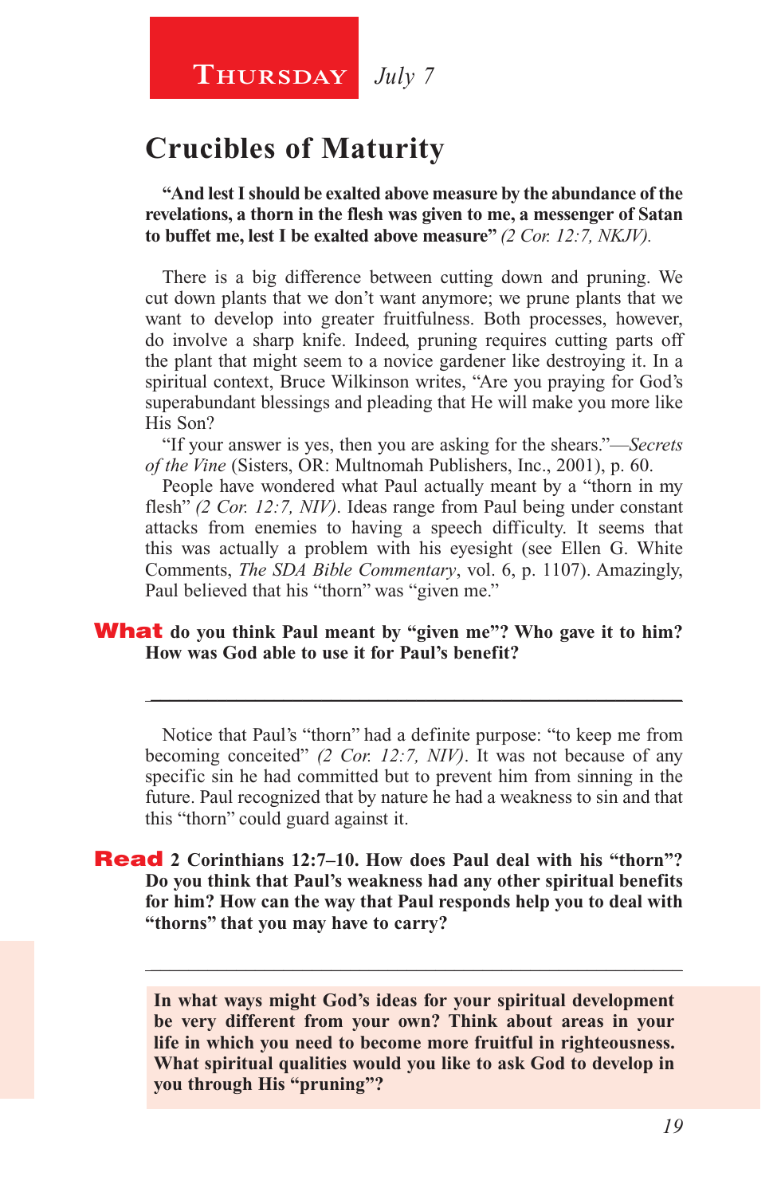**Thursday** *July 7*

# Crucibles of Maturity

**"And lest I should be exalted above measure by the abundance of the revelations, a thorn in the flesh was given to me, a messenger of Satan to buffet me, lest I be exalted above measure"** *(2 Cor. 12:7, NKJV).*

There is a big difference between cutting down and pruning. We cut down plants that we don't want anymore; we prune plants that we want to develop into greater fruitfulness. Both processes, however, do involve a sharp knife. Indeed, pruning requires cutting parts off the plant that might seem to a novice gardener like destroying it. In a spiritual context, Bruce Wilkinson writes, "Are you praying for God's superabundant blessings and pleading that He will make you more like His Son?

"If your answer is yes, then you are asking for the shears."—*Secrets of the Vine* (Sisters, OR: Multnomah Publishers, Inc., 2001), p. 60.

People have wondered what Paul actually meant by a "thorn in my flesh" *(2 Cor. 12:7, NIV)*. Ideas range from Paul being under constant attacks from enemies to having a speech difficulty. It seems that this was actually a problem with his eyesight (see Ellen G. White Comments, *The SDA Bible Commentary*, vol. 6, p. 1107). Amazingly, Paul believed that his "thorn" was "given me."

**What do you think Paul meant by "given me"? Who gave it to him? How was God able to use it for Paul's benefit?**

---

Notice that Paul's "thorn" had a definite purpose: "to keep me from becoming conceited" *(2 Cor. 12:7, NIV)*. It was not because of any specific sin he had committed but to prevent him from sinning in the future. Paul recognized that by nature he had a weakness to sin and that this "thorn" could guard against it.

**Read 2 Corinthians 12:7–10. How does Paul deal with his "thorn"? Do you think that Paul's weakness had any other spiritual benefits for him? How can the way that Paul responds help you to deal with "thorns" that you may have to carry?**

---

**In what ways might God's ideas for your spiritual development be very different from your own? Think about areas in your life in which you need to become more fruitful in righteousness. What spiritual qualities would you like to ask God to develop in you through His "pruning"?**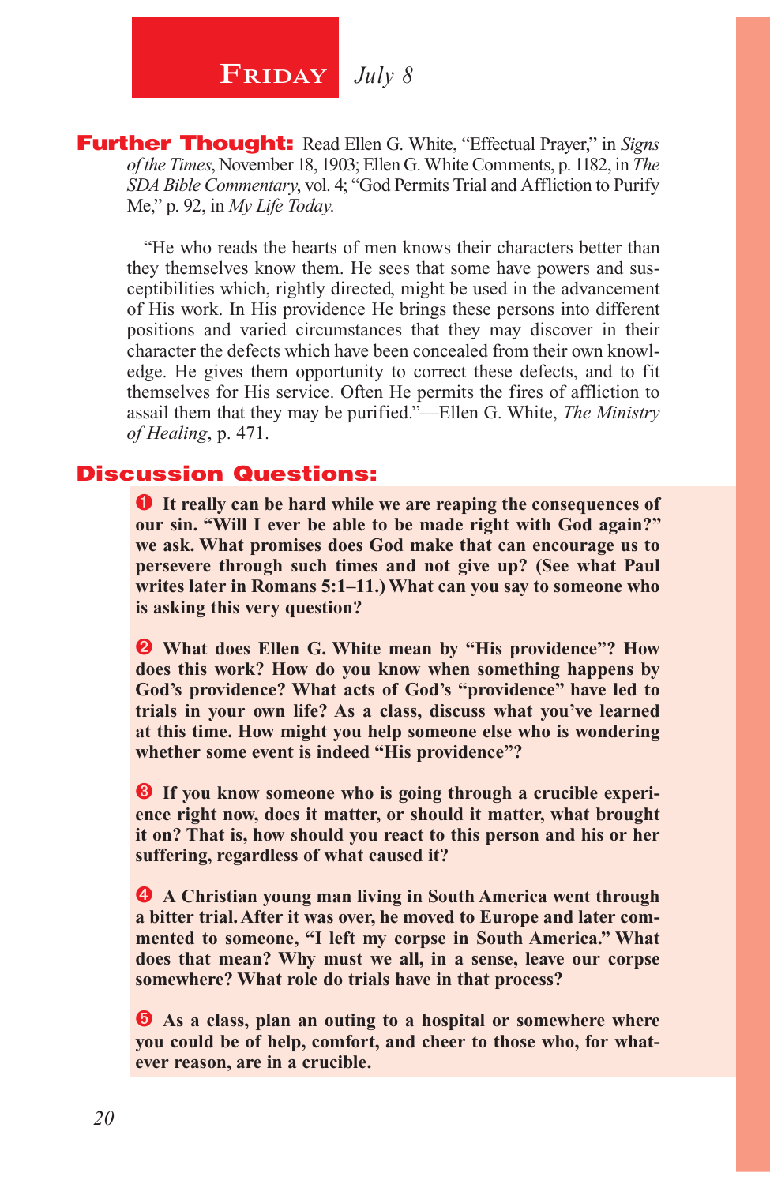## FRIDAY *July 8*

**Further Thought:** Read Ellen G. White, "Effectual Prayer," in *Signs of the Times*, November 18, 1903; Ellen G. White Comments, p. 1182, in *The SDA Bible Commentary*, vol. 4; "God Permits Trial and Affliction to Purify Me," p. 92, in *My Life Today.*

"He who reads the hearts of men knows their characters better than they themselves know them. He sees that some have powers and susceptibilities which, rightly directed, might be used in the advancement of His work. In His providence He brings these persons into different positions and varied circumstances that they may discover in their character the defects which have been concealed from their own knowledge. He gives them opportunity to correct these defects, and to fit themselves for His service. Often He permits the fires of affliction to assail them that they may be purified."—Ellen G. White, *The Ministry of Healing*, p. 471.

## Discussion Questions:

❶ **It really can be hard while we are reaping the consequences of our sin. "Will I ever be able to be made right with God again?" we ask. What promises does God make that can encourage us to persevere through such times and not give up? (See what Paul writes later in Romans 5:1–11.) What can you say to someone who is asking this very question?**

❷ **What does Ellen G. White mean by "His providence"? How does this work? How do you know when something happens by God's providence? What acts of God's "providence" have led to trials in your own life? As a class, discuss what you've learned at this time. How might you help someone else who is wondering whether some event is indeed "His providence"?**

❸ **If you know someone who is going through a crucible experience right now, does it matter, or should it matter, what brought it on? That is, how should you react to this person and his or her suffering, regardless of what caused it?**

❹ **A Christian young man living in South America went through a bitter trial. After it was over, he moved to Europe and later commented to someone, "I left my corpse in South America." What does that mean? Why must we all, in a sense, leave our corpse somewhere? What role do trials have in that process?**

❺ **As a class, plan an outing to a hospital or somewhere where you could be of help, comfort, and cheer to those who, for whatever reason, are in a crucible.**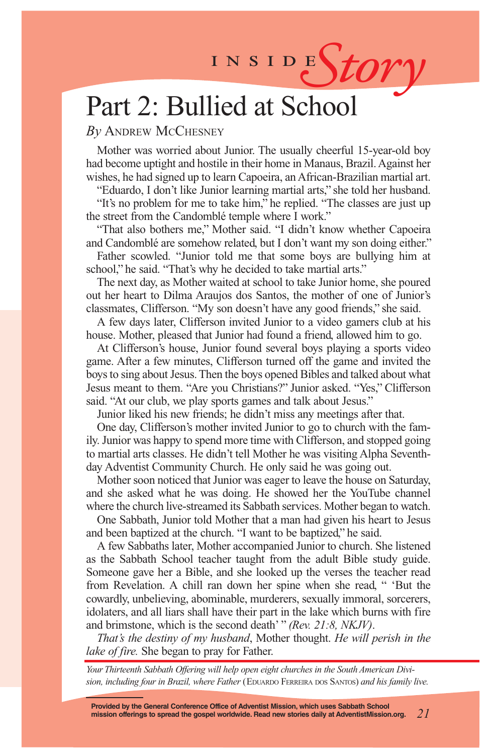INSIDE *Story*

# Part 2: Bullied at School

*By* Andrew McChesney

Mother was worried about Junior. The usually cheerful 15-year-old boy had become uptight and hostile in their home in Manaus, Brazil. Against her wishes, he had signed up to learn Capoeira, an African-Brazilian martial art.

"Eduardo, I don't like Junior learning martial arts," she told her husband.

"It's no problem for me to take him," he replied. "The classes are just up the street from the Candomblé temple where I work."

"That also bothers me," Mother said. "I didn't know whether Capoeira and Candomblé are somehow related, but I don't want my son doing either."

Father scowled. "Junior told me that some boys are bullying him at school," he said. "That's why he decided to take martial arts."

The next day, as Mother waited at school to take Junior home, she poured out her heart to Dilma Araujos dos Santos, the mother of one of Junior's classmates, Clifferson. "My son doesn't have any good friends," she said.

A few days later, Clifferson invited Junior to a video gamers club at his house. Mother, pleased that Junior had found a friend, allowed him to go.

At Clifferson's house, Junior found several boys playing a sports video game. After a few minutes, Clifferson turned off the game and invited the boys to sing about Jesus. Then the boys opened Bibles and talked about what Jesus meant to them. "Are you Christians?" Junior asked. "Yes," Clifferson said. "At our club, we play sports games and talk about Jesus."

Junior liked his new friends; he didn't miss any meetings after that.

One day, Clifferson's mother invited Junior to go to church with the family. Junior was happy to spend more time with Clifferson, and stopped going to martial arts classes. He didn't tell Mother he was visiting Alpha Seventh-day Adventist Community Church. He only said he was going out.

Mother soon noticed that Junior was eager to leave the house on Saturday, and she asked what he was doing. He showed her the YouTube channel where the church live-streamed its Sabbath services. Mother began to watch.

One Sabbath, Junior told Mother that a man had given his heart to Jesus and been baptized at the church. "I want to be baptized," he said.

A few Sabbaths later, Mother accompanied Junior to church. She listened as the Sabbath School teacher taught from the adult Bible study guide. Someone gave her a Bible, and she looked up the verses the teacher read from Revelation. A chill ran down her spine when she read, " 'But the cowardly, unbelieving, abominable, murderers, sexually immoral, sorcerers, idolaters, and all liars shall have their part in the lake which burns with fire and brimstone, which is the second death' " *(Rev. 21:8, NKJV)*.

*That's the destiny of my husband*, Mother thought. *He will perish in the lake of fire.* She began to pray for Father.

*Your Thirteenth Sabbath Offering will help open eight churches in the South American Division, including four in Brazil, where Father* (Eduardo Ferreira dos Santos) *and his family live.*

**Provided by the General Conference Office of Adventist Mission, which uses Sabbath School mission offerings to spread the gospel worldwide. Read new stories daily at AdventistMission.org.**